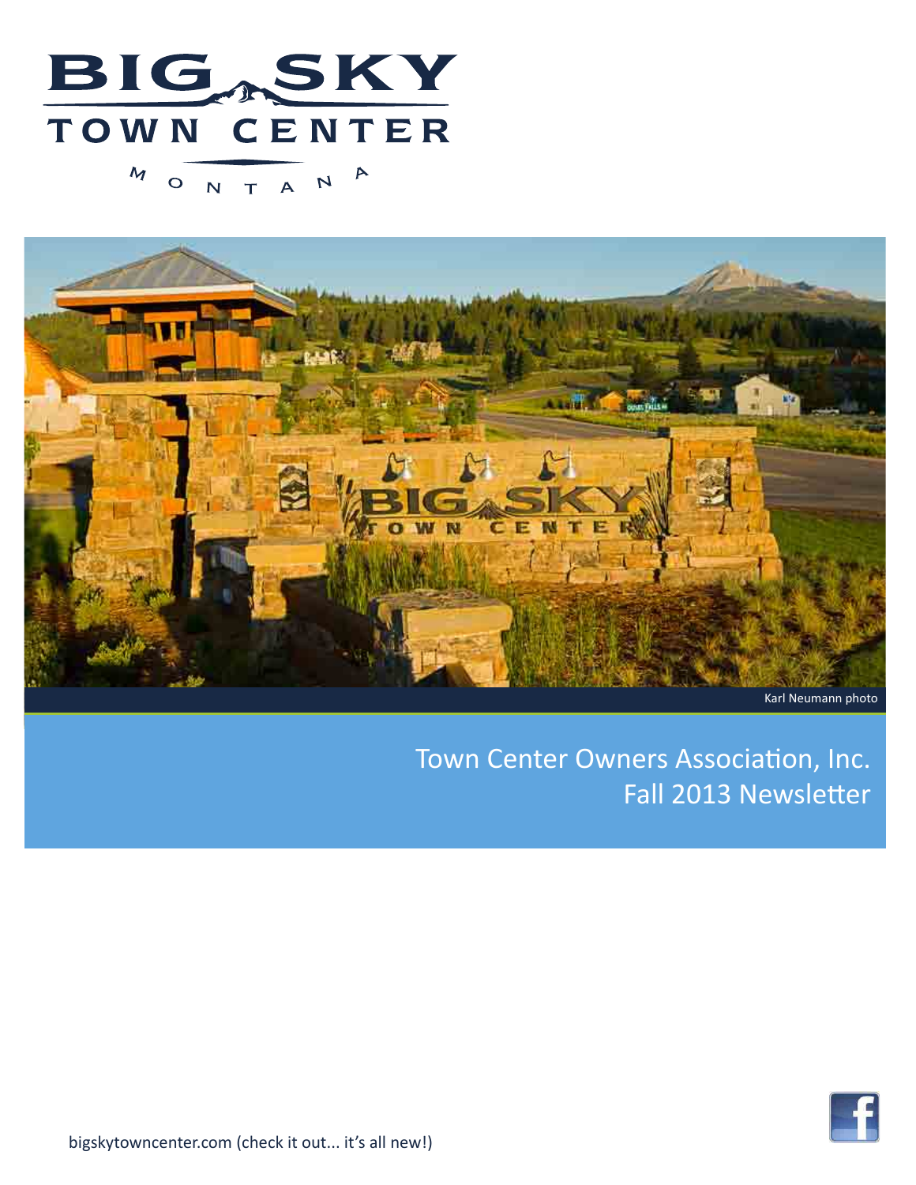# BIG SKY TOWN CENTER

MONTANA

Karl Neumann photo

## Town Center Owners Association, Inc.
## Fall 2013 Newsletter

bigskytowncenter.com (check it out... it's all new!)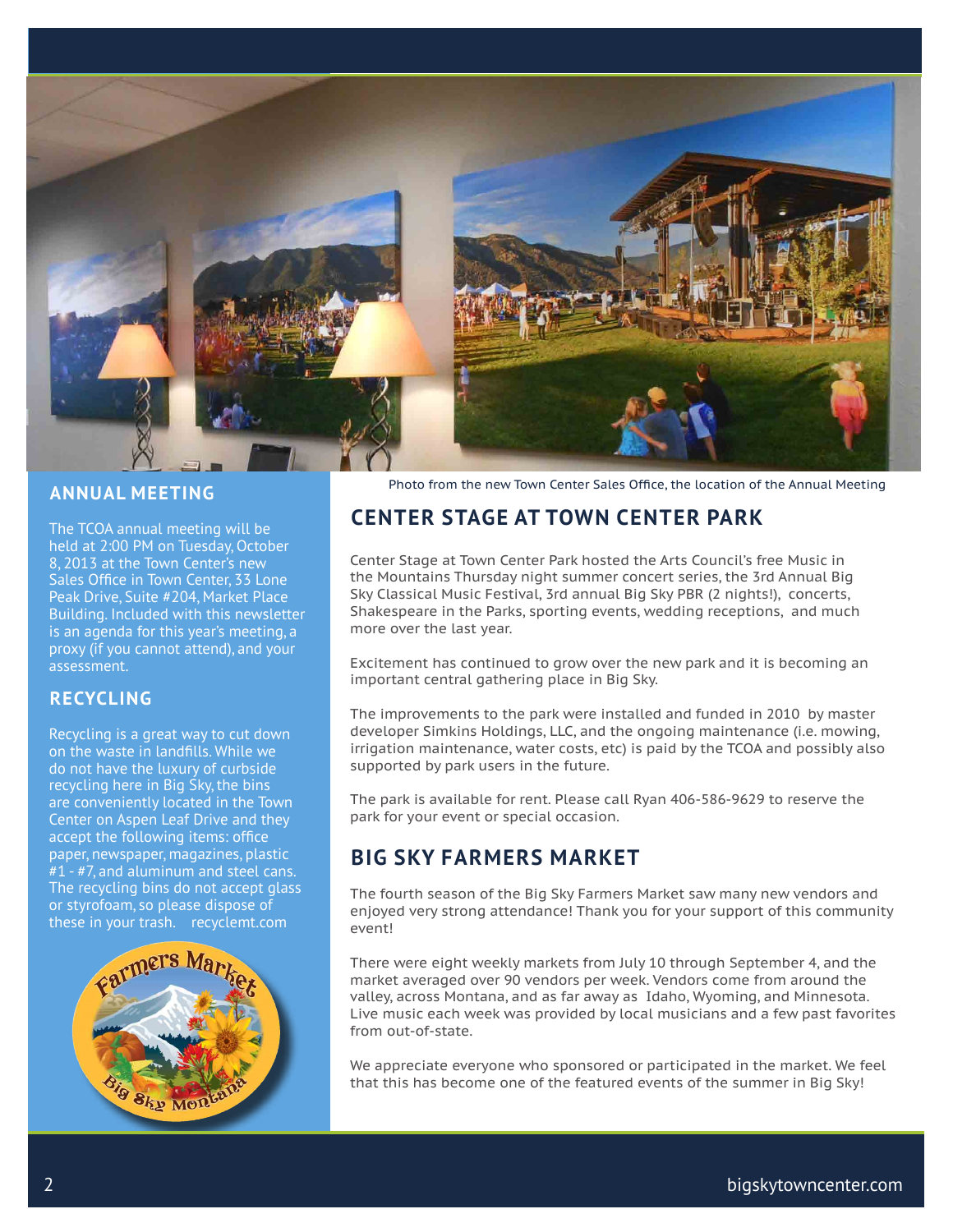Photo from the new Town Center Sales Office, the location of the Annual Meeting

## ANNUAL MEETING

The TCOA annual meeting will be held at 2:00 PM on Tuesday, October 8, 2013 at the Town Center's new Sales Office in Town Center, 33 Lone Peak Drive, Suite #204, Market Place Building. Included with this newsletter is an agenda for this year's meeting, a proxy (if you cannot attend), and your assessment.

## RECYCLING

Recycling is a great way to cut down on the waste in landfills. While we do not have the luxury of curbside recycling here in Big Sky, the bins are conveniently located in the Town Center on Aspen Leaf Drive and they accept the following items: office paper, newspaper, magazines, plastic #1 - #7, and aluminum and steel cans. The recycling bins do not accept glass or styrofoam, so please dispose of these in your trash.    recyclemt.com

## CENTER STAGE AT TOWN CENTER PARK

Center Stage at Town Center Park hosted the Arts Council's free Music in the Mountains Thursday night summer concert series, the 3rd Annual Big Sky Classical Music Festival, 3rd annual Big Sky PBR (2 nights!), concerts, Shakespeare in the Parks, sporting events, wedding receptions, and much more over the last year.

Excitement has continued to grow over the new park and it is becoming an important central gathering place in Big Sky.

The improvements to the park were installed and funded in 2010 by master developer Simkins Holdings, LLC, and the ongoing maintenance (i.e. mowing, irrigation maintenance, water costs, etc) is paid by the TCOA and possibly also supported by park users in the future.

The park is available for rent. Please call Ryan 406-586-9629 to reserve the park for your event or special occasion.

## BIG SKY FARMERS MARKET

The fourth season of the Big Sky Farmers Market saw many new vendors and enjoyed very strong attendance! Thank you for your support of this community event!

There were eight weekly markets from July 10 through September 4, and the market averaged over 90 vendors per week. Vendors come from around the valley, across Montana, and as far away as Idaho, Wyoming, and Minnesota. Live music each week was provided by local musicians and a few past favorites from out-of-state.

We appreciate everyone who sponsored or participated in the market. We feel that this has become one of the featured events of the summer in Big Sky!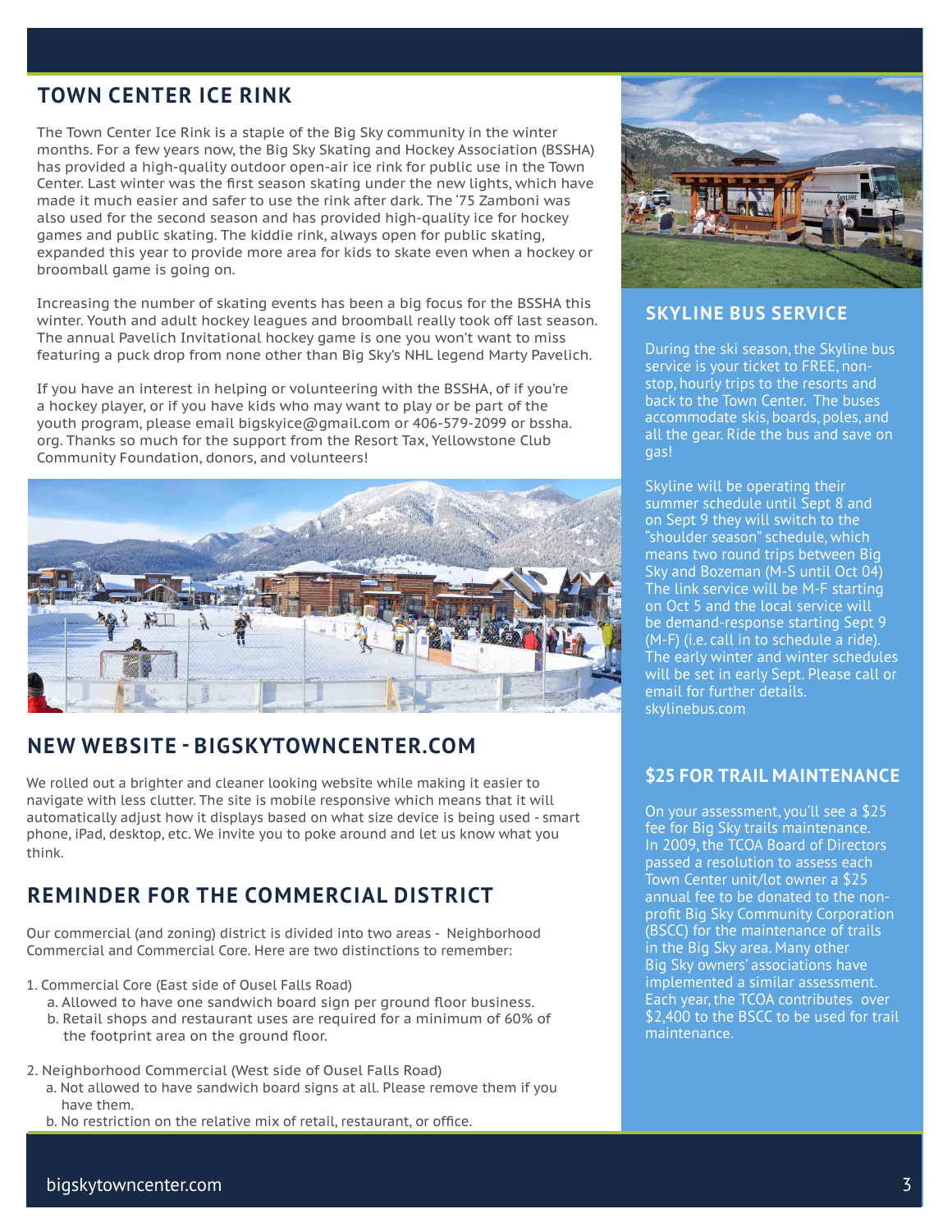## TOWN CENTER ICE RINK

The Town Center Ice Rink is a staple of the Big Sky community in the winter months. For a few years now, the Big Sky Skating and Hockey Association (BSSHA) has provided a high-quality outdoor open-air ice rink for public use in the Town Center. Last winter was the first season skating under the new lights, which have made it much easier and safer to use the rink after dark. The '75 Zamboni was also used for the second season and has provided high-quality ice for hockey games and public skating. The kiddie rink, always open for public skating, expanded this year to provide more area for kids to skate even when a hockey or broomball game is going on.

Increasing the number of skating events has been a big focus for the BSSHA this winter. Youth and adult hockey leagues and broomball really took off last season. The annual Pavelich Invitational hockey game is one you won't want to miss featuring a puck drop from none other than Big Sky's NHL legend Marty Pavelich.

If you have an interest in helping or volunteering with the BSSHA, of if you're a hockey player, or if you have kids who may want to play or be part of the youth program, please email bigskyice@gmail.com or 406-579-2099 or bssha.org. Thanks so much for the support from the Resort Tax, Yellowstone Club Community Foundation, donors, and volunteers!

## NEW WEBSITE - BIGSKYTOWNCENTER.COM

We rolled out a brighter and cleaner looking website while making it easier to navigate with less clutter. The site is mobile responsive which means that it will automatically adjust how it displays based on what size device is being used - smart phone, iPad, desktop, etc. We invite you to poke around and let us know what you think.

## REMINDER FOR THE COMMERCIAL DISTRICT

Our commercial (and zoning) district is divided into two areas - Neighborhood Commercial and Commercial Core. Here are two distinctions to remember:

1. Commercial Core (East side of Ousel Falls Road)
   a. Allowed to have one sandwich board sign per ground floor business.
   b. Retail shops and restaurant uses are required for a minimum of 60% of the footprint area on the ground floor.

2. Neighborhood Commercial (West side of Ousel Falls Road)
   a. Not allowed to have sandwich board signs at all. Please remove them if you have them.
   b. No restriction on the relative mix of retail, restaurant, or office.

## SKYLINE BUS SERVICE

During the ski season, the Skyline bus service is your ticket to FREE, non-stop, hourly trips to the resorts and back to the Town Center. The buses accommodate skis, boards, poles, and all the gear. Ride the bus and save on gas!

Skyline will be operating their summer schedule until Sept 8 and on Sept 9 they will switch to the "shoulder season" schedule, which means two round trips between Big Sky and Bozeman (M-S until Oct 04) The link service will be M-F starting on Oct 5 and the local service will be demand-response starting Sept 9 (M-F) (i.e. call in to schedule a ride). The early winter and winter schedules will be set in early Sept. Please call or email for further details. skylinebus.com

## $25 FOR TRAIL MAINTENANCE

On your assessment, you'll see a $25 fee for Big Sky trails maintenance. In 2009, the TCOA Board of Directors passed a resolution to assess each Town Center unit/lot owner a $25 annual fee to be donated to the non-profit Big Sky Community Corporation (BSCC) for the maintenance of trails in the Big Sky area. Many other Big Sky owners' associations have implemented a similar assessment. Each year, the TCOA contributes over $2,400 to the BSCC to be used for trail maintenance.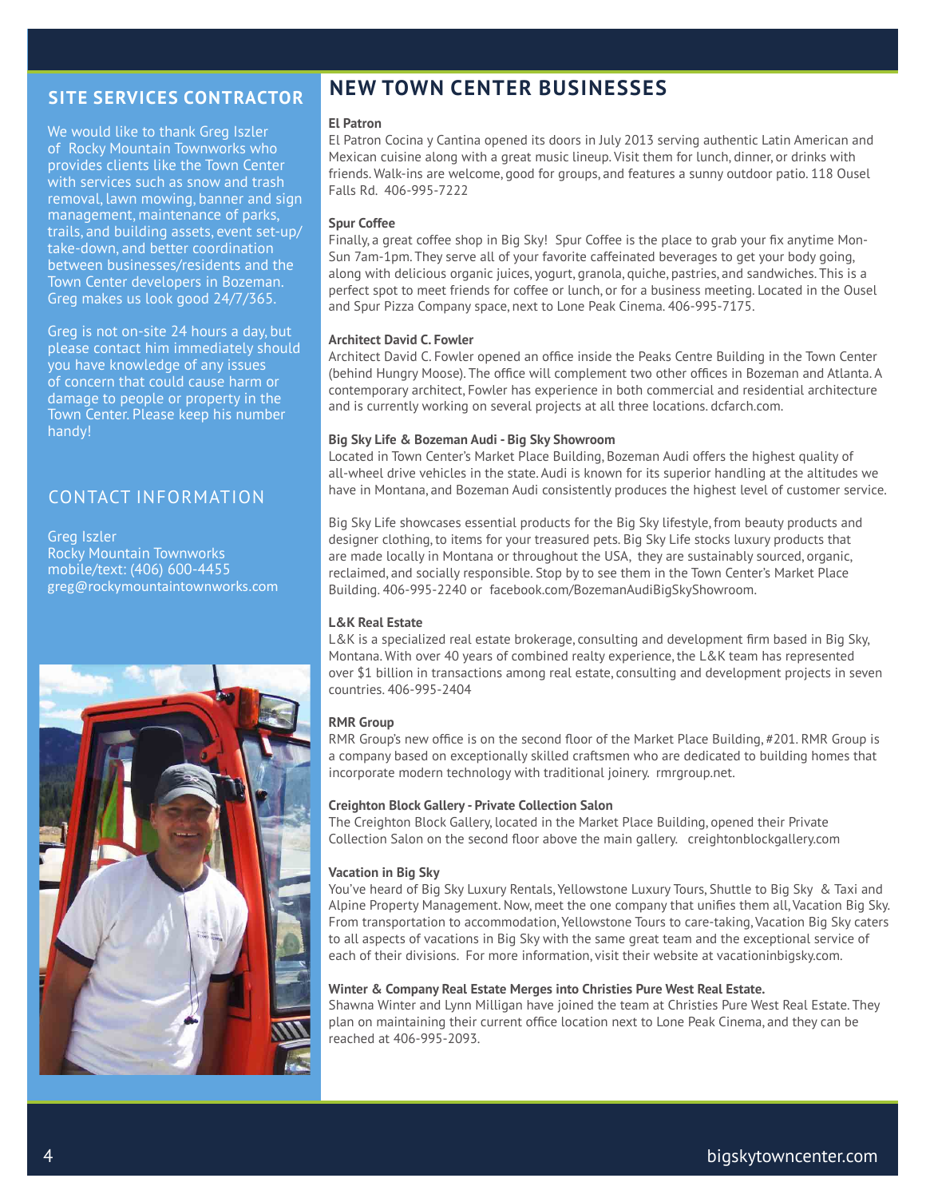## SITE SERVICES CONTRACTOR

We would like to thank Greg Iszler of Rocky Mountain Townworks who provides clients like the Town Center with services such as snow and trash removal, lawn mowing, banner and sign management, maintenance of parks, trails, and building assets, event set-up/take-down, and better coordination between businesses/residents and the Town Center developers in Bozeman. Greg makes us look good 24/7/365.

Greg is not on-site 24 hours a day, but please contact him immediately should you have knowledge of any issues of concern that could cause harm or damage to people or property in the Town Center. Please keep his number handy!

### CONTACT INFORMATION

Greg Iszler
Rocky Mountain Townworks
mobile/text: (406) 600-4455
greg@rockymountaintownworks.com

## NEW TOWN CENTER BUSINESSES

**El Patron**

El Patron Cocina y Cantina opened its doors in July 2013 serving authentic Latin American and Mexican cuisine along with a great music lineup. Visit them for lunch, dinner, or drinks with friends. Walk-ins are welcome, good for groups, and features a sunny outdoor patio. 118 Ousel Falls Rd. 406-995-7222

**Spur Coffee**

Finally, a great coffee shop in Big Sky! Spur Coffee is the place to grab your fix anytime Mon-Sun 7am-1pm. They serve all of your favorite caffeinated beverages to get your body going, along with delicious organic juices, yogurt, granola, quiche, pastries, and sandwiches. This is a perfect spot to meet friends for coffee or lunch, or for a business meeting. Located in the Ousel and Spur Pizza Company space, next to Lone Peak Cinema. 406-995-7175.

**Architect David C. Fowler**

Architect David C. Fowler opened an office inside the Peaks Centre Building in the Town Center (behind Hungry Moose). The office will complement two other offices in Bozeman and Atlanta. A contemporary architect, Fowler has experience in both commercial and residential architecture and is currently working on several projects at all three locations. dcfarch.com.

**Big Sky Life & Bozeman Audi - Big Sky Showroom**

Located in Town Center's Market Place Building, Bozeman Audi offers the highest quality of all-wheel drive vehicles in the state. Audi is known for its superior handling at the altitudes we have in Montana, and Bozeman Audi consistently produces the highest level of customer service.

Big Sky Life showcases essential products for the Big Sky lifestyle, from beauty products and designer clothing, to items for your treasured pets. Big Sky Life stocks luxury products that are made locally in Montana or throughout the USA, they are sustainably sourced, organic, reclaimed, and socially responsible. Stop by to see them in the Town Center's Market Place Building. 406-995-2240 or facebook.com/BozemanAudiBigSkyShowroom.

**L&K Real Estate**

L&K is a specialized real estate brokerage, consulting and development firm based in Big Sky, Montana. With over 40 years of combined realty experience, the L&K team has represented over $1 billion in transactions among real estate, consulting and development projects in seven countries. 406-995-2404

**RMR Group**

RMR Group's new office is on the second floor of the Market Place Building, #201. RMR Group is a company based on exceptionally skilled craftsmen who are dedicated to building homes that incorporate modern technology with traditional joinery. rmrgroup.net.

**Creighton Block Gallery - Private Collection Salon**

The Creighton Block Gallery, located in the Market Place Building, opened their Private Collection Salon on the second floor above the main gallery. creightonblockgallery.com

**Vacation in Big Sky**

You've heard of Big Sky Luxury Rentals, Yellowstone Luxury Tours, Shuttle to Big Sky & Taxi and Alpine Property Management. Now, meet the one company that unifies them all, Vacation Big Sky. From transportation to accommodation, Yellowstone Tours to care-taking, Vacation Big Sky caters to all aspects of vacations in Big Sky with the same great team and the exceptional service of each of their divisions. For more information, visit their website at vacationinbigsky.com.

**Winter & Company Real Estate Merges into Christies Pure West Real Estate.**

Shawna Winter and Lynn Milligan have joined the team at Christies Pure West Real Estate. They plan on maintaining their current office location next to Lone Peak Cinema, and they can be reached at 406-995-2093.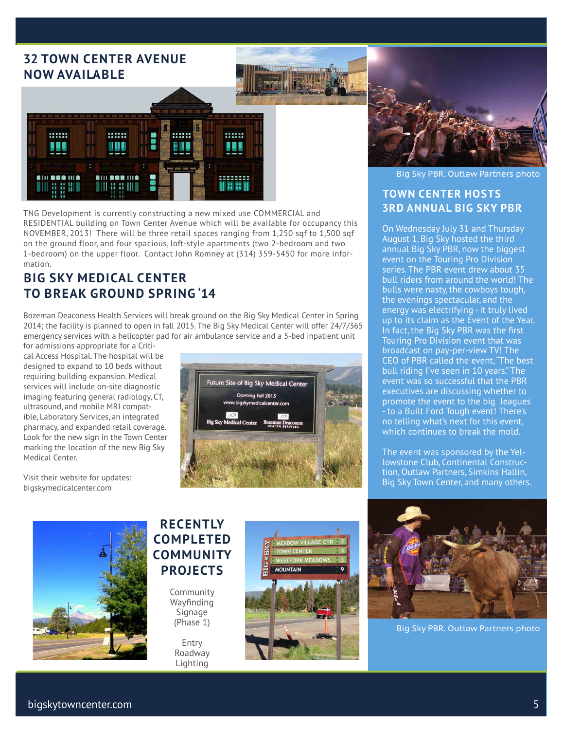## 32 TOWN CENTER AVENUE NOW AVAILABLE

TNG Development is currently constructing a new mixed use COMMERCIAL and RESIDENTIAL building on Town Center Avenue which will be available for occupancy this NOVEMBER, 2013! There will be three retail spaces ranging from 1,250 sqf to 1,500 sqf on the ground floor, and four spacious, loft-style apartments (two 2-bedroom and two 1-bedroom) on the upper floor. Contact John Romney at (314) 359-5450 for more information.

## BIG SKY MEDICAL CENTER TO BREAK GROUND SPRING '14

Bozeman Deaconess Health Services will break ground on the Big Sky Medical Center in Spring 2014; the facility is planned to open in fall 2015. The Big Sky Medical Center will offer 24/7/365 emergency services with a helicopter pad for air ambulance service and a 5-bed inpatient unit for admissions appropriate for a Critical Access Hospital. The hospital will be designed to expand to 10 beds without requiring building expansion. Medical services will include on-site diagnostic imaging featuring general radiology, CT, ultrasound, and mobile MRI compatible, Laboratory Services, an integrated pharmacy, and expanded retail coverage. Look for the new sign in the Town Center marking the location of the new Big Sky Medical Center.

Visit their website for updates: bigskymedicalcenter.com

Big Sky PBR. Outlaw Partners photo

## TOWN CENTER HOSTS 3RD ANNUAL BIG SKY PBR

On Wednesday July 31 and Thursday August 1, Big Sky hosted the third annual Big Sky PBR, now the biggest event on the Touring Pro Division series. The PBR event drew about 35 bull riders from around the world! The bulls were nasty, the cowboys tough, the evenings spectacular, and the energy was electrifying - it truly lived up to its claim as the Event of the Year. In fact, the Big Sky PBR was the first Touring Pro Division event that was broadcast on pay-per-view TV! The CEO of PBR called the event, "The best bull riding I've seen in 10 years." The event was so successful that the PBR executives are discussing whether to promote the event to the big leagues - to a Built Ford Tough event! There's no telling what's next for this event, which continues to break the mold.

The event was sponsored by the Yellowstone Club, Continental Construction, Outlaw Partners, Simkins Hallin, Big Sky Town Center, and many others.

## RECENTLY COMPLETED COMMUNITY PROJECTS

Community Wayfinding Signage (Phase 1)

Entry Roadway Lighting

Big Sky PBR. Outlaw Partners photo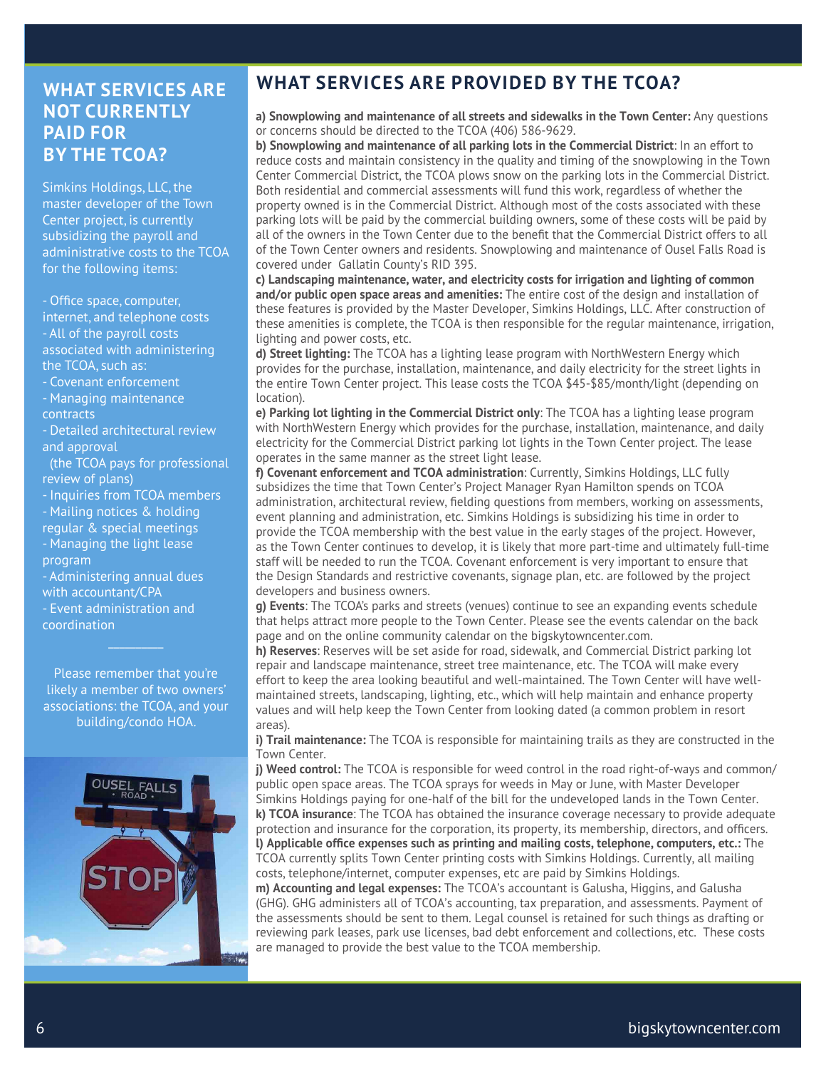## WHAT SERVICES ARE NOT CURRENTLY PAID FOR BY THE TCOA?

Simkins Holdings, LLC, the master developer of the Town Center project, is currently subsidizing the payroll and administrative costs to the TCOA for the following items:

- Office space, computer, internet, and telephone costs
- All of the payroll costs associated with administering the TCOA, such as:
- Covenant enforcement
- Managing maintenance contracts
- Detailed architectural review and approval (the TCOA pays for professional review of plans)
- Inquiries from TCOA members
- Mailing notices & holding regular & special meetings
- Managing the light lease program
- Administering annual dues with accountant/CPA
- Event administration and coordination

---

Please remember that you're likely a member of two owners' associations: the TCOA, and your building/condo HOA.

## WHAT SERVICES ARE PROVIDED BY THE TCOA?

**a) Snowplowing and maintenance of all streets and sidewalks in the Town Center:** Any questions or concerns should be directed to the TCOA (406) 586-9629.

**b) Snowplowing and maintenance of all parking lots in the Commercial District**: In an effort to reduce costs and maintain consistency in the quality and timing of the snowplowing in the Town Center Commercial District, the TCOA plows snow on the parking lots in the Commercial District. Both residential and commercial assessments will fund this work, regardless of whether the property owned is in the Commercial District. Although most of the costs associated with these parking lots will be paid by the commercial building owners, some of these costs will be paid by all of the owners in the Town Center due to the benefit that the Commercial District offers to all of the Town Center owners and residents. Snowplowing and maintenance of Ousel Falls Road is covered under Gallatin County's RID 395.

**c) Landscaping maintenance, water, and electricity costs for irrigation and lighting of common and/or public open space areas and amenities:** The entire cost of the design and installation of these features is provided by the Master Developer, Simkins Holdings, LLC. After construction of these amenities is complete, the TCOA is then responsible for the regular maintenance, irrigation, lighting and power costs, etc.

**d) Street lighting:** The TCOA has a lighting lease program with NorthWestern Energy which provides for the purchase, installation, maintenance, and daily electricity for the street lights in the entire Town Center project. This lease costs the TCOA $45-$85/month/light (depending on location).

**e) Parking lot lighting in the Commercial District only**: The TCOA has a lighting lease program with NorthWestern Energy which provides for the purchase, installation, maintenance, and daily electricity for the Commercial District parking lot lights in the Town Center project. The lease operates in the same manner as the street light lease.

**f) Covenant enforcement and TCOA administration**: Currently, Simkins Holdings, LLC fully subsidizes the time that Town Center's Project Manager Ryan Hamilton spends on TCOA administration, architectural review, fielding questions from members, working on assessments, event planning and administration, etc. Simkins Holdings is subsidizing his time in order to provide the TCOA membership with the best value in the early stages of the project. However, as the Town Center continues to develop, it is likely that more part-time and ultimately full-time staff will be needed to run the TCOA. Covenant enforcement is very important to ensure that the Design Standards and restrictive covenants, signage plan, etc. are followed by the project developers and business owners.

**g) Events**: The TCOA's parks and streets (venues) continue to see an expanding events schedule that helps attract more people to the Town Center. Please see the events calendar on the back page and on the online community calendar on the bigskytowncenter.com.

**h) Reserves**: Reserves will be set aside for road, sidewalk, and Commercial District parking lot repair and landscape maintenance, street tree maintenance, etc. The TCOA will make every effort to keep the area looking beautiful and well-maintained. The Town Center will have well-maintained streets, landscaping, lighting, etc., which will help maintain and enhance property values and will help keep the Town Center from looking dated (a common problem in resort areas).

**i) Trail maintenance:** The TCOA is responsible for maintaining trails as they are constructed in the Town Center.

**j) Weed control:** The TCOA is responsible for weed control in the road right-of-ways and common/public open space areas. The TCOA sprays for weeds in May or June, with Master Developer Simkins Holdings paying for one-half of the bill for the undeveloped lands in the Town Center.

**k) TCOA insurance**: The TCOA has obtained the insurance coverage necessary to provide adequate protection and insurance for the corporation, its property, its membership, directors, and officers.

**l) Applicable office expenses such as printing and mailing costs, telephone, computers, etc.:** The TCOA currently splits Town Center printing costs with Simkins Holdings. Currently, all mailing costs, telephone/internet, computer expenses, etc are paid by Simkins Holdings.

**m) Accounting and legal expenses:** The TCOA's accountant is Galusha, Higgins, and Galusha (GHG). GHG administers all of TCOA's accounting, tax preparation, and assessments. Payment of the assessments should be sent to them. Legal counsel is retained for such things as drafting or reviewing park leases, park use licenses, bad debt enforcement and collections, etc. These costs are managed to provide the best value to the TCOA membership.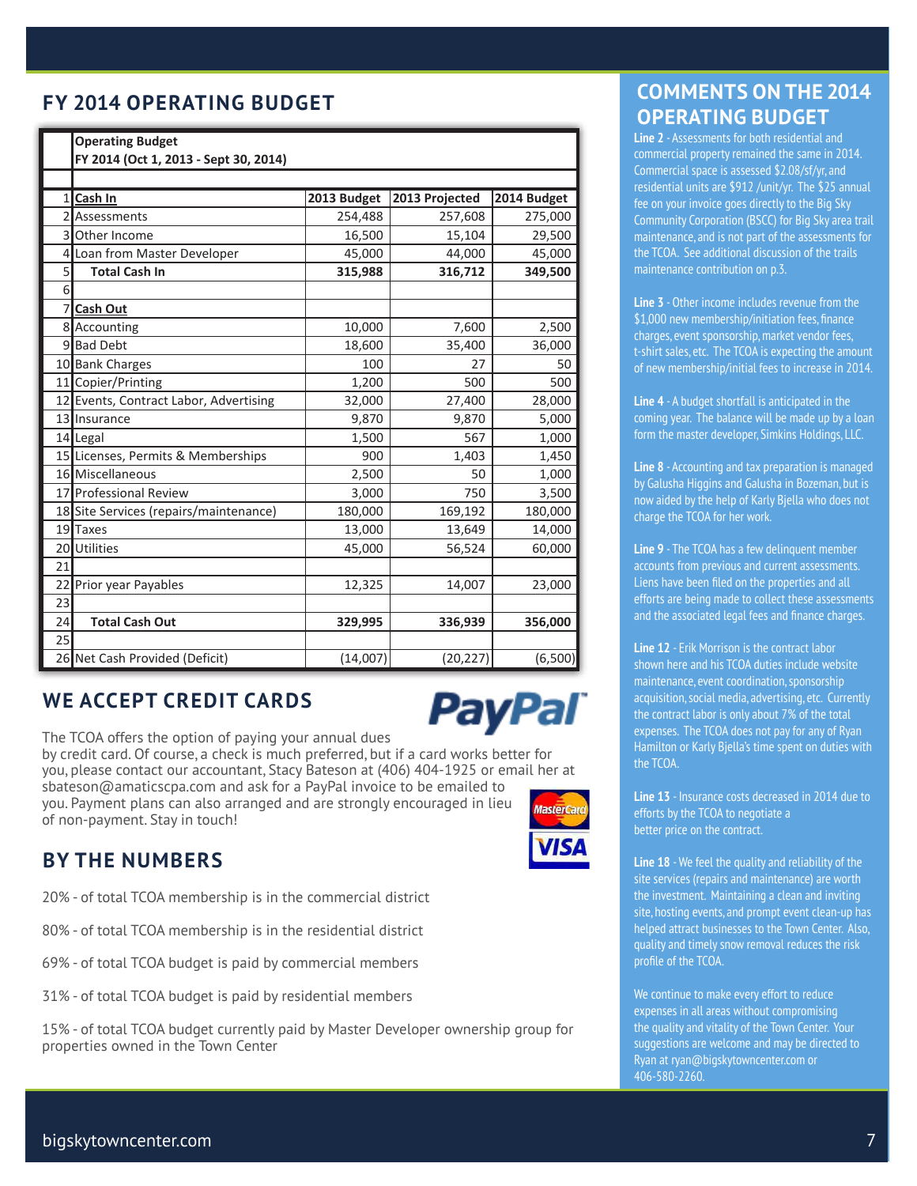## FY 2014 OPERATING BUDGET

| | Operating Budget<br>FY 2014 (Oct 1, 2013 - Sept 30, 2014) | | | |
|---|---|---|---|---|
| 1 | **Cash In** | **2013 Budget** | **2013 Projected** | **2014 Budget** |
| 2 | Assessments | 254,488 | 257,608 | 275,000 |
| 3 | Other Income | 16,500 | 15,104 | 29,500 |
| 4 | Loan from Master Developer | 45,000 | 44,000 | 45,000 |
| 5 | **Total Cash In** | **315,988** | **316,712** | **349,500** |
| 6 | | | | |
| 7 | **Cash Out** | | | |
| 8 | Accounting | 10,000 | 7,600 | 2,500 |
| 9 | Bad Debt | 18,600 | 35,400 | 36,000 |
| 10 | Bank Charges | 100 | 27 | 50 |
| 11 | Copier/Printing | 1,200 | 500 | 500 |
| 12 | Events, Contract Labor, Advertising | 32,000 | 27,400 | 28,000 |
| 13 | Insurance | 9,870 | 9,870 | 5,000 |
| 14 | Legal | 1,500 | 567 | 1,000 |
| 15 | Licenses, Permits & Memberships | 900 | 1,403 | 1,450 |
| 16 | Miscellaneous | 2,500 | 50 | 1,000 |
| 17 | Professional Review | 3,000 | 750 | 3,500 |
| 18 | Site Services (repairs/maintenance) | 180,000 | 169,192 | 180,000 |
| 19 | Taxes | 13,000 | 13,649 | 14,000 |
| 20 | Utilities | 45,000 | 56,524 | 60,000 |
| 21 | | | | |
| 22 | Prior year Payables | 12,325 | 14,007 | 23,000 |
| 23 | | | | |
| 24 | **Total Cash Out** | **329,995** | **336,939** | **356,000** |
| 25 | | | | |
| 26 | Net Cash Provided (Deficit) | (14,007) | (20,227) | (6,500) |

## WE ACCEPT CREDIT CARDS

The TCOA offers the option of paying your annual dues by credit card. Of course, a check is much preferred, but if a card works better for you, please contact our accountant, Stacy Bateson at (406) 404-1925 or email her at sbateson@amaticscpa.com and ask for a PayPal invoice to be emailed to you. Payment plans can also arranged and are strongly encouraged in lieu of non-payment. Stay in touch!

## BY THE NUMBERS

20% - of total TCOA membership is in the commercial district

80% - of total TCOA membership is in the residential district

69% - of total TCOA budget is paid by commercial members

31% - of total TCOA budget is paid by residential members

15% - of total TCOA budget currently paid by Master Developer ownership group for properties owned in the Town Center

## COMMENTS ON THE 2014 OPERATING BUDGET

**Line 2** - Assessments for both residential and commercial property remained the same in 2014. Commercial space is assessed $2.08/sf/yr, and residential units are $912 /unit/yr. The $25 annual fee on your invoice goes directly to the Big Sky Community Corporation (BSCC) for Big Sky area trail maintenance, and is not part of the assessments for the TCOA. See additional discussion of the trails maintenance contribution on p.3.

**Line 3** - Other income includes revenue from the $1,000 new membership/initiation fees, finance charges, event sponsorship, market vendor fees, t-shirt sales, etc. The TCOA is expecting the amount of new membership/initial fees to increase in 2014.

**Line 4** - A budget shortfall is anticipated in the coming year. The balance will be made up by a loan form the master developer, Simkins Holdings, LLC.

**Line 8** - Accounting and tax preparation is managed by Galusha Higgins and Galusha in Bozeman, but is now aided by the help of Karly Bjella who does not charge the TCOA for her work.

**Line 9** - The TCOA has a few delinquent member accounts from previous and current assessments. Liens have been filed on the properties and all efforts are being made to collect these assessments and the associated legal fees and finance charges.

**Line 12** - Erik Morrison is the contract labor shown here and his TCOA duties include website maintenance, event coordination, sponsorship acquisition, social media, advertising, etc. Currently the contract labor is only about 7% of the total expenses. The TCOA does not pay for any of Ryan Hamilton or Karly Bjella's time spent on duties with the TCOA.

**Line 13** - Insurance costs decreased in 2014 due to efforts by the TCOA to negotiate a better price on the contract.

**Line 18** - We feel the quality and reliability of the site services (repairs and maintenance) are worth the investment. Maintaining a clean and inviting site, hosting events, and prompt event clean-up has helped attract businesses to the Town Center. Also, quality and timely snow removal reduces the risk profile of the TCOA.

We continue to make every effort to reduce expenses in all areas without compromising the quality and vitality of the Town Center. Your suggestions are welcome and may be directed to Ryan at ryan@bigskytowncenter.com or 406-580-2260.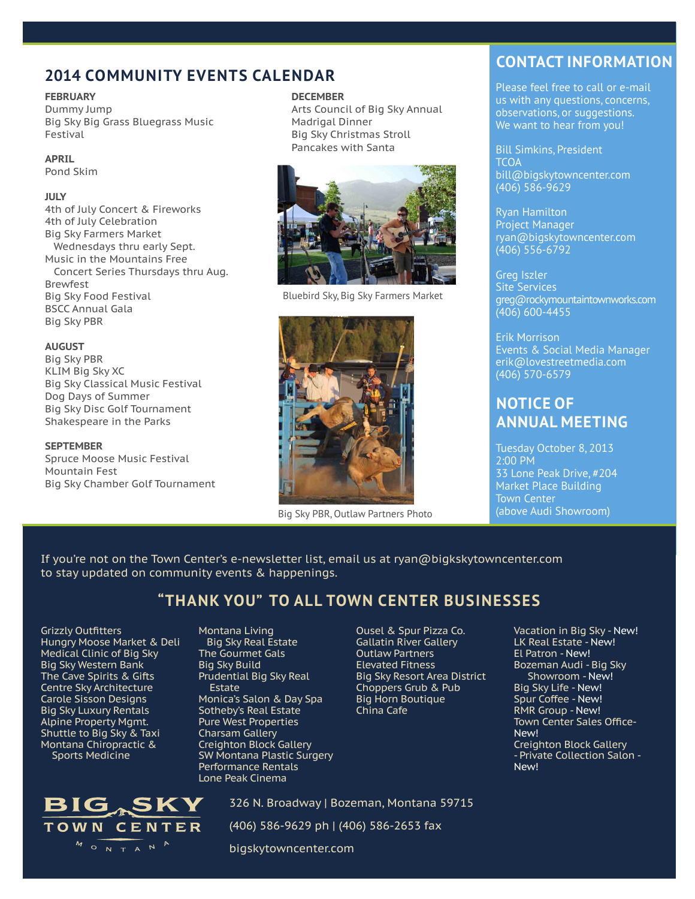## 2014 COMMUNITY EVENTS CALENDAR

**FEBRUARY**
Dummy Jump
Big Sky Big Grass Bluegrass Music Festival

**APRIL**
Pond Skim

**JULY**
4th of July Concert & Fireworks
4th of July Celebration
Big Sky Farmers Market
Wednesdays thru early Sept.
Music in the Mountains Free Concert Series Thursdays thru Aug.
Brewfest
Big Sky Food Festival
BSCC Annual Gala
Big Sky PBR

**AUGUST**
Big Sky PBR
KLIM Big Sky XC
Big Sky Classical Music Festival
Dog Days of Summer
Big Sky Disc Golf Tournament
Shakespeare in the Parks

**SEPTEMBER**
Spruce Moose Music Festival
Mountain Fest
Big Sky Chamber Golf Tournament

**DECEMBER**
Arts Council of Big Sky Annual Madrigal Dinner
Big Sky Christmas Stroll
Pancakes with Santa

Bluebird Sky, Big Sky Farmers Market

Big Sky PBR, Outlaw Partners Photo

## CONTACT INFORMATION

Please feel free to call or e-mail us with any questions, concerns, observations, or suggestions. We want to hear from you!

Bill Simkins, President
TCOA
bill@bigskytowncenter.com
(406) 586-9629

Ryan Hamilton
Project Manager
ryan@bigskytowncenter.com
(406) 556-6792

Greg Iszler
Site Services
greg@rockymountaintownworks.com
(406) 600-4455

Erik Morrison
Events & Social Media Manager
erik@lovestreetmedia.com
(406) 570-6579

## NOTICE OF ANNUAL MEETING

Tuesday October 8, 2013
2:00 PM
33 Lone Peak Drive, #204
Market Place Building
Town Center
(above Audi Showroom)

If you're not on the Town Center's e-newsletter list, email us at ryan@bigskytowncenter.com to stay updated on community events & happenings.

## "THANK YOU" TO ALL TOWN CENTER BUSINESSES

Grizzly Outfitters
Hungry Moose Market & Deli
Medical Clinic of Big Sky
Big Sky Western Bank
The Cave Spirits & Gifts
Centre Sky Architecture
Carole Sisson Designs
Big Sky Luxury Rentals
Alpine Property Mgmt.
Shuttle to Big Sky & Taxi
Montana Chiropractic & Sports Medicine

Montana Living Big Sky Real Estate
The Gourmet Gals
Big Sky Build
Prudential Big Sky Real Estate
Monica's Salon & Day Spa
Sotheby's Real Estate
Pure West Properties
Charsam Gallery
Creighton Block Gallery
SW Montana Plastic Surgery
Performance Rentals
Lone Peak Cinema

Ousel & Spur Pizza Co.
Gallatin River Gallery
Outlaw Partners
Elevated Fitness
Big Sky Resort Area District
Choppers Grub & Pub
Big Horn Boutique
China Cafe

Vacation in Big Sky - New!
LK Real Estate - New!
El Patron - New!
Bozeman Audi - Big Sky Showroom - New!
Big Sky Life - New!
Spur Coffee - New!
RMR Group - New!
Town Center Sales Office- New!
Creighton Block Gallery - Private Collection Salon - New!

BIG SKY TOWN CENTER MONTANA

326 N. Broadway | Bozeman, Montana 59715
(406) 586-9629 ph | (406) 586-2653 fax
bigskytowncenter.com